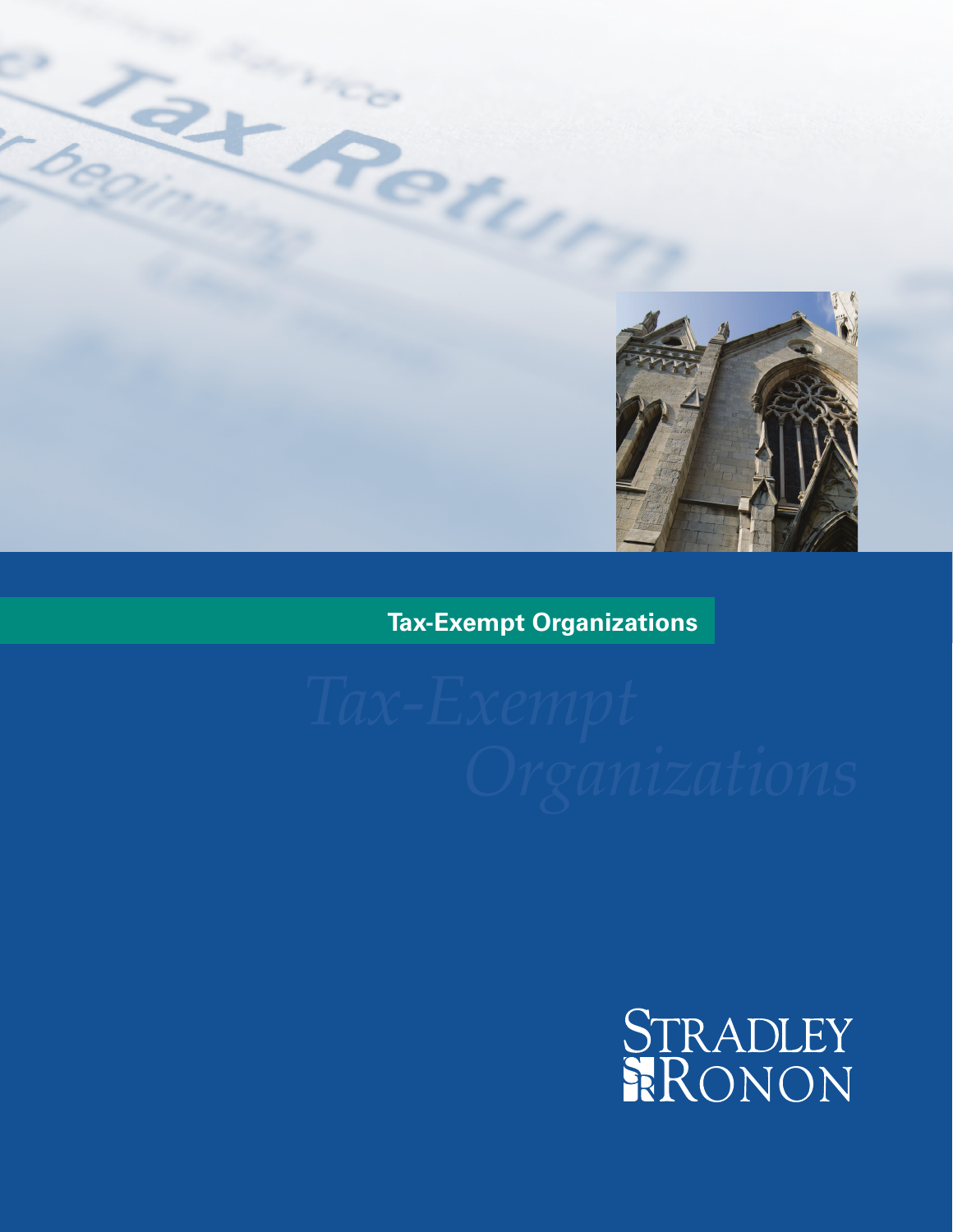# Tax-Exempt Organizations

*Tax-Exempt Organizations*

STRADLEY RONON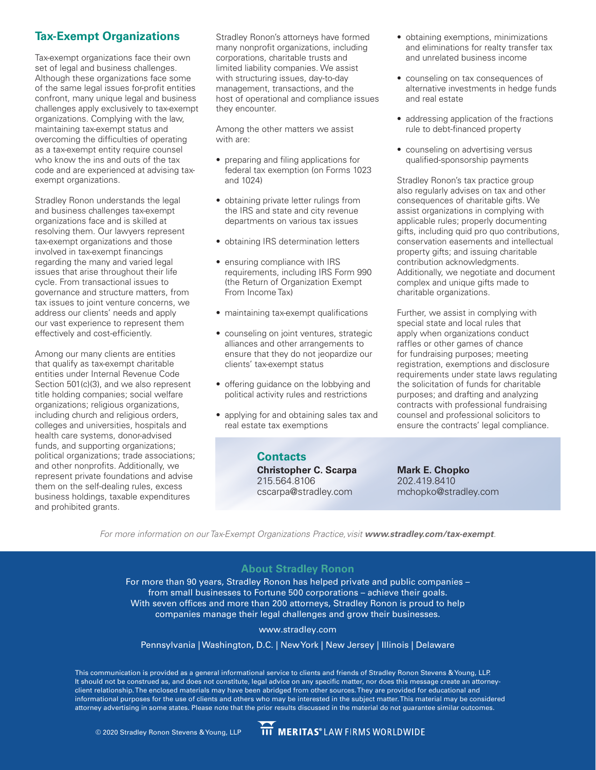## Tax-Exempt Organizations

Tax-exempt organizations face their own set of legal and business challenges. Although these organizations face some of the same legal issues for-profit entities confront, many unique legal and business challenges apply exclusively to tax-exempt organizations. Complying with the law, maintaining tax-exempt status and overcoming the difficulties of operating as a tax-exempt entity require counsel who know the ins and outs of the tax code and are experienced at advising tax-exempt organizations.

Stradley Ronon understands the legal and business challenges tax-exempt organizations face and is skilled at resolving them. Our lawyers represent tax-exempt organizations and those involved in tax-exempt financings regarding the many and varied legal issues that arise throughout their life cycle. From transactional issues to governance and structure matters, from tax issues to joint venture concerns, we address our clients' needs and apply our vast experience to represent them effectively and cost-efficiently.

Among our many clients are entities that qualify as tax-exempt charitable entities under Internal Revenue Code Section 501(c)(3), and we also represent title holding companies; social welfare organizations; religious organizations, including church and religious orders, colleges and universities, hospitals and health care systems, donor-advised funds, and supporting organizations; political organizations; trade associations; and other nonprofits. Additionally, we represent private foundations and advise them on the self-dealing rules, excess business holdings, taxable expenditures and prohibited grants.

Stradley Ronon's attorneys have formed many nonprofit organizations, including corporations, charitable trusts and limited liability companies. We assist with structuring issues, day-to-day management, transactions, and the host of operational and compliance issues they encounter.

Among the other matters we assist with are:

- preparing and filing applications for federal tax exemption (on Forms 1023 and 1024)
- obtaining private letter rulings from the IRS and state and city revenue departments on various tax issues
- obtaining IRS determination letters
- ensuring compliance with IRS requirements, including IRS Form 990 (the Return of Organization Exempt From Income Tax)
- maintaining tax-exempt qualifications
- counseling on joint ventures, strategic alliances and other arrangements to ensure that they do not jeopardize our clients' tax-exempt status
- offering guidance on the lobbying and political activity rules and restrictions
- applying for and obtaining sales tax and real estate tax exemptions
- obtaining exemptions, minimizations and eliminations for realty transfer tax and unrelated business income
- counseling on tax consequences of alternative investments in hedge funds and real estate
- addressing application of the fractions rule to debt-financed property
- counseling on advertising versus qualified-sponsorship payments

Stradley Ronon's tax practice group also regularly advises on tax and other consequences of charitable gifts. We assist organizations in complying with applicable rules; properly documenting gifts, including quid pro quo contributions, conservation easements and intellectual property gifts; and issuing charitable contribution acknowledgments. Additionally, we negotiate and document complex and unique gifts made to charitable organizations.

Further, we assist in complying with special state and local rules that apply when organizations conduct raffles or other games of chance for fundraising purposes; meeting registration, exemptions and disclosure requirements under state laws regulating the solicitation of funds for charitable purposes; and drafting and analyzing contracts with professional fundraising counsel and professional solicitors to ensure the contracts' legal compliance.

### Contacts

**Christopher C. Scarpa**
215.564.8106
cscarpa@stradley.com

**Mark E. Chopko**
202.419.8410
mchopko@stradley.com

*For more information on our Tax-Exempt Organizations Practice, visit* ***www.stradley.com/tax-exempt***.

### About Stradley Ronon

For more than 90 years, Stradley Ronon has helped private and public companies – from small businesses to Fortune 500 corporations – achieve their goals. With seven offices and more than 200 attorneys, Stradley Ronon is proud to help companies manage their legal challenges and grow their businesses.

www.stradley.com

Pennsylvania | Washington, D.C. | New York | New Jersey | Illinois | Delaware

This communication is provided as a general informational service to clients and friends of Stradley Ronon Stevens & Young, LLP. It should not be construed as, and does not constitute, legal advice on any specific matter, nor does this message create an attorney-client relationship. The enclosed materials may have been abridged from other sources. They are provided for educational and informational purposes for the use of clients and others who may be interested in the subject matter. This material may be considered attorney advertising in some states. Please note that the prior results discussed in the material do not guarantee similar outcomes.

© 2020 Stradley Ronon Stevens & Young, LLP

MERITAS® LAW FIRMS WORLDWIDE